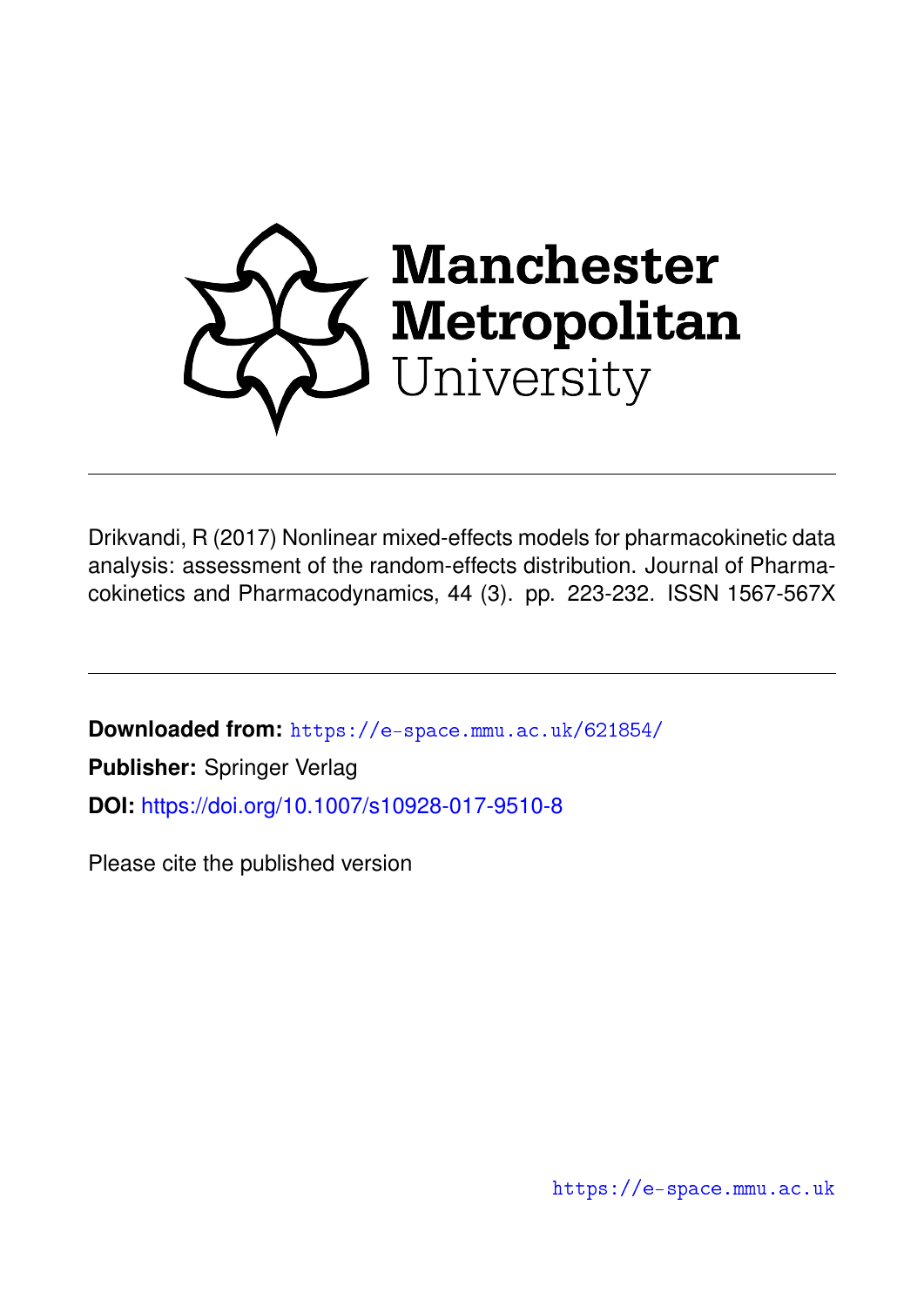Manchester Metropolitan University

Drikvandi, R (2017) Nonlinear mixed-effects models for pharmacokinetic data analysis: assessment of the random-effects distribution. Journal of Pharmacokinetics and Pharmacodynamics, 44 (3). pp. 223-232. ISSN 1567-567X

**Downloaded from:** https://e-space.mmu.ac.uk/621854/

**Publisher:** Springer Verlag

**DOI:** https://doi.org/10.1007/s10928-017-9510-8

Please cite the published version

https://e-space.mmu.ac.uk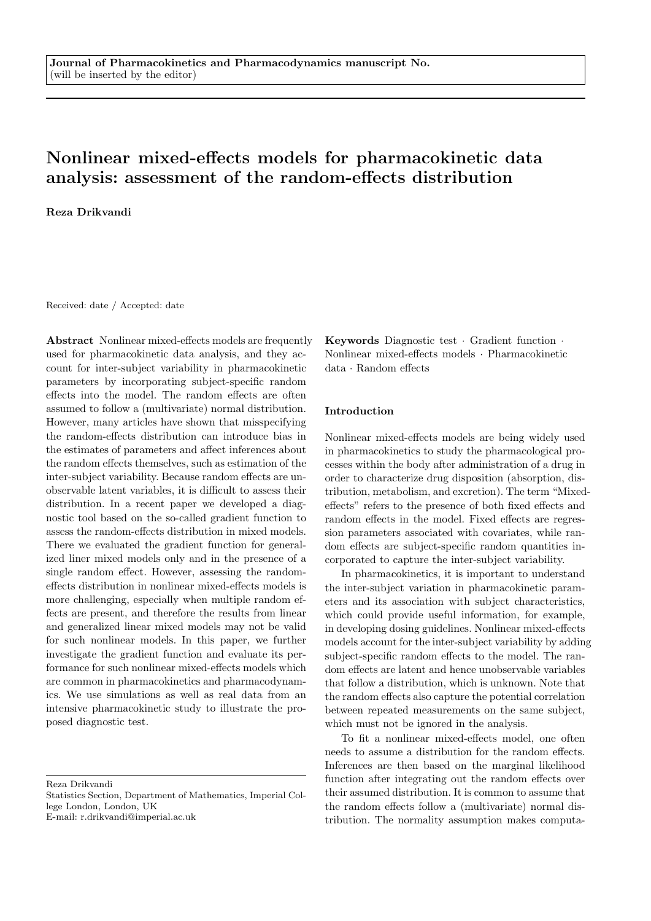Journal of Pharmacokinetics and Pharmacodynamics manuscript No.
(will be inserted by the editor)

# Nonlinear mixed-effects models for pharmacokinetic data analysis: assessment of the random-effects distribution

**Reza Drikvandi**

Received: date / Accepted: date

**Abstract** Nonlinear mixed-effects models are frequently used for pharmacokinetic data analysis, and they account for inter-subject variability in pharmacokinetic parameters by incorporating subject-specific random effects into the model. The random effects are often assumed to follow a (multivariate) normal distribution. However, many articles have shown that misspecifying the random-effects distribution can introduce bias in the estimates of parameters and affect inferences about the random effects themselves, such as estimation of the inter-subject variability. Because random effects are unobservable latent variables, it is difficult to assess their distribution. In a recent paper we developed a diagnostic tool based on the so-called gradient function to assess the random-effects distribution in mixed models. There we evaluated the gradient function for generalized liner mixed models only and in the presence of a single random effect. However, assessing the random-effects distribution in nonlinear mixed-effects models is more challenging, especially when multiple random effects are present, and therefore the results from linear and generalized linear mixed models may not be valid for such nonlinear models. In this paper, we further investigate the gradient function and evaluate its performance for such nonlinear mixed-effects models which are common in pharmacokinetics and pharmacodynamics. We use simulations as well as real data from an intensive pharmacokinetic study to illustrate the proposed diagnostic test.

**Keywords** Diagnostic test · Gradient function · Nonlinear mixed-effects models · Pharmacokinetic data · Random effects

Reza Drikvandi
Statistics Section, Department of Mathematics, Imperial College London, London, UK
E-mail: r.drikvandi@imperial.ac.uk

## Introduction

Nonlinear mixed-effects models are being widely used in pharmacokinetics to study the pharmacological processes within the body after administration of a drug in order to characterize drug disposition (absorption, distribution, metabolism, and excretion). The term "Mixed-effects" refers to the presence of both fixed effects and random effects in the model. Fixed effects are regression parameters associated with covariates, while random effects are subject-specific random quantities incorporated to capture the inter-subject variability.

In pharmacokinetics, it is important to understand the inter-subject variation in pharmacokinetic parameters and its association with subject characteristics, which could provide useful information, for example, in developing dosing guidelines. Nonlinear mixed-effects models account for the inter-subject variability by adding subject-specific random effects to the model. The random effects are latent and hence unobservable variables that follow a distribution, which is unknown. Note that the random effects also capture the potential correlation between repeated measurements on the same subject, which must not be ignored in the analysis.

To fit a nonlinear mixed-effects model, one often needs to assume a distribution for the random effects. Inferences are then based on the marginal likelihood function after integrating out the random effects over their assumed distribution. It is common to assume that the random effects follow a (multivariate) normal distribution. The normality assumption makes computa-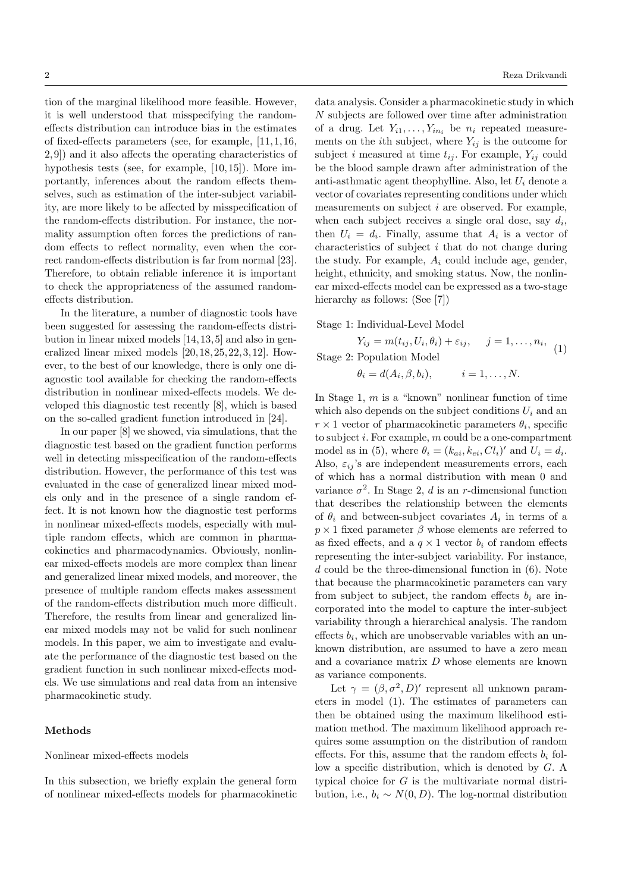tion of the marginal likelihood more feasible. However, it is well understood that misspecifying the random-effects distribution can introduce bias in the estimates of fixed-effects parameters (see, for example, [11,1,16,2,9]) and it also affects the operating characteristics of hypothesis tests (see, for example, [10,15]). More importantly, inferences about the random effects themselves, such as estimation of the inter-subject variability, are more likely to be affected by misspecification of the random-effects distribution. For instance, the normality assumption often forces the predictions of random effects to reflect normality, even when the correct random-effects distribution is far from normal [23]. Therefore, to obtain reliable inference it is important to check the appropriateness of the assumed random-effects distribution.

In the literature, a number of diagnostic tools have been suggested for assessing the random-effects distribution in linear mixed models [14,13,5] and also in generalized linear mixed models [20,18,25,22,3,12]. However, to the best of our knowledge, there is only one diagnostic tool available for checking the random-effects distribution in nonlinear mixed-effects models. We developed this diagnostic test recently [8], which is based on the so-called gradient function introduced in [24].

In our paper [8] we showed, via simulations, that the diagnostic test based on the gradient function performs well in detecting misspecification of the random-effects distribution. However, the performance of this test was evaluated in the case of generalized linear mixed models only and in the presence of a single random effect. It is not known how the diagnostic test performs in nonlinear mixed-effects models, especially with multiple random effects, which are common in pharmacokinetics and pharmacodynamics. Obviously, nonlinear mixed-effects models are more complex than linear and generalized linear mixed models, and moreover, the presence of multiple random effects makes assessment of the random-effects distribution much more difficult. Therefore, the results from linear and generalized linear mixed models may not be valid for such nonlinear models. In this paper, we aim to investigate and evaluate the performance of the diagnostic test based on the gradient function in such nonlinear mixed-effects models. We use simulations and real data from an intensive pharmacokinetic study.

## Methods

### Nonlinear mixed-effects models

In this subsection, we briefly explain the general form of nonlinear mixed-effects models for pharmacokinetic data analysis. Consider a pharmacokinetic study in which $N$ subjects are followed over time after administration of a drug. Let $Y_{i1}, \ldots, Y_{in_i}$ be $n_i$ repeated measurements on the $i$th subject, where $Y_{ij}$ is the outcome for subject $i$ measured at time $t_{ij}$. For example, $Y_{ij}$ could be the blood sample drawn after administration of the anti-asthmatic agent theophylline. Also, let $U_i$ denote a vector of covariates representing conditions under which measurements on subject $i$ are observed. For example, when each subject receives a single oral dose, say $d_i$, then $U_i = d_i$. Finally, assume that $A_i$ is a vector of characteristics of subject $i$ that do not change during the study. For example, $A_i$ could include age, gender, height, ethnicity, and smoking status. Now, the nonlinear mixed-effects model can be expressed as a two-stage hierarchy as follows: (See [7])

$$
\begin{aligned}
&\text{Stage 1: Individual-Level Model} \\
&\qquad Y_{ij} = m(t_{ij}, U_i, \theta_i) + \varepsilon_{ij}, \qquad j = 1, \ldots, n_i, \\
&\text{Stage 2: Population Model} \\
&\qquad \theta_i = d(A_i, \beta, b_i), \qquad\quad i = 1, \ldots, N.
\end{aligned}
\tag{1}
$$

In Stage 1, $m$ is a "known" nonlinear function of time which also depends on the subject conditions $U_i$ and an $r \times 1$ vector of pharmacokinetic parameters $\theta_i$, specific to subject $i$. For example, $m$ could be a one-compartment model as in (5), where $\theta_i = (k_{ai}, k_{ei}, Cl_i)'$ and $U_i = d_i$. Also, $\varepsilon_{ij}$'s are independent measurements errors, each of which has a normal distribution with mean 0 and variance $\sigma^2$. In Stage 2, $d$ is an $r$-dimensional function that describes the relationship between the elements of $\theta_i$ and between-subject covariates $A_i$ in terms of a $p \times 1$ fixed parameter $\beta$ whose elements are referred to as fixed effects, and a $q \times 1$ vector $b_i$ of random effects representing the inter-subject variability. For instance, $d$ could be the three-dimensional function in (6). Note that because the pharmacokinetic parameters can vary from subject to subject, the random effects $b_i$ are incorporated into the model to capture the inter-subject variability through a hierarchical analysis. The random effects $b_i$, which are unobservable variables with an unknown distribution, are assumed to have a zero mean and a covariance matrix $D$ whose elements are known as variance components.

Let $\gamma = (\beta, \sigma^2, D)'$ represent all unknown parameters in model (1). The estimates of parameters can then be obtained using the maximum likelihood estimation method. The maximum likelihood approach requires some assumption on the distribution of random effects. For this, assume that the random effects $b_i$ follow a specific distribution, which is denoted by $G$. A typical choice for $G$ is the multivariate normal distribution, i.e., $b_i \sim N(0, D)$. The log-normal distribution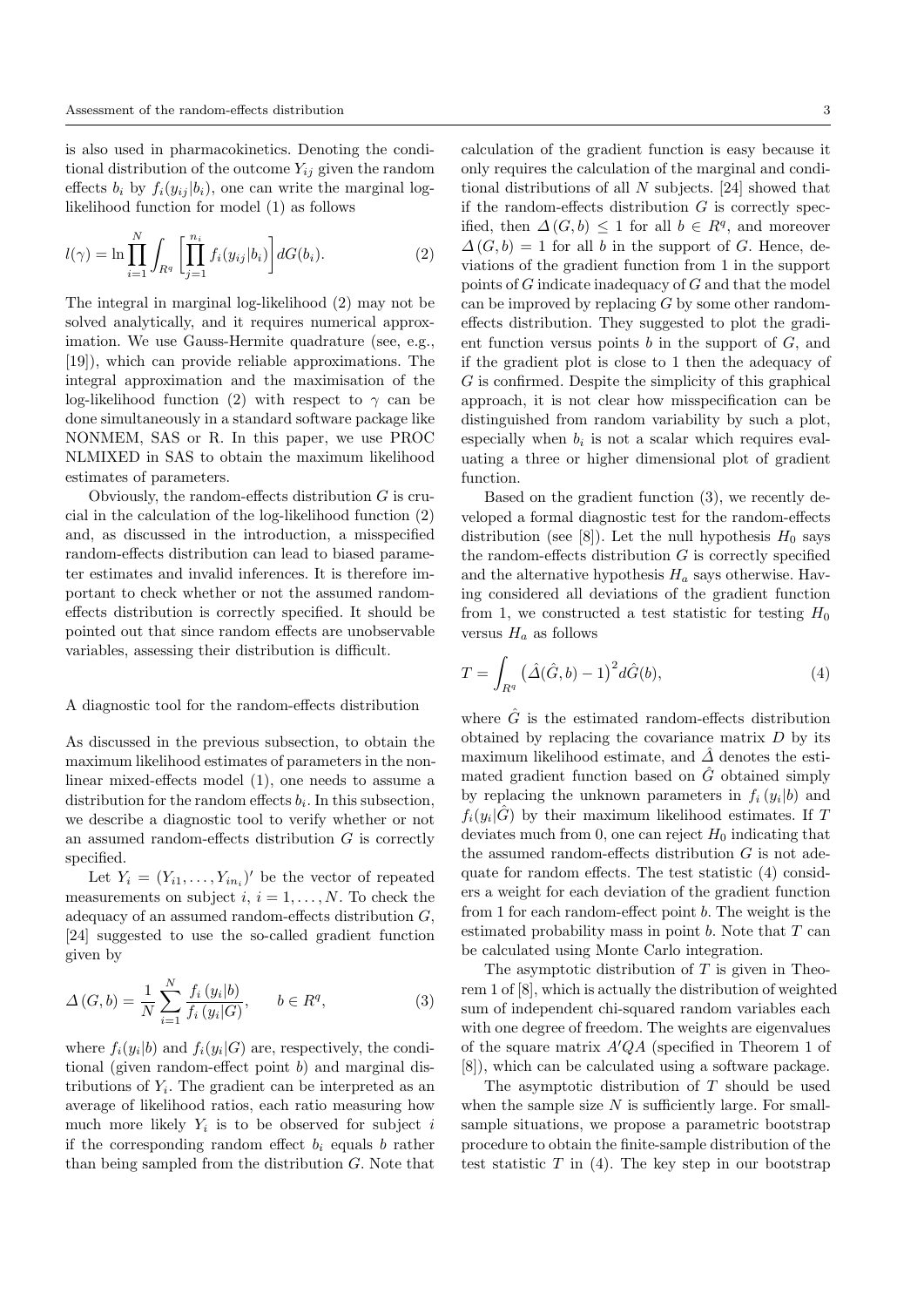is also used in pharmacokinetics. Denoting the conditional distribution of the outcome $Y_{ij}$ given the random effects $b_i$ by $f_i(y_{ij}|b_i)$, one can write the marginal log-likelihood function for model (1) as follows

$$l(\gamma) = \ln \prod_{i=1}^{N} \int_{R^q} \left[ \prod_{j=1}^{n_i} f_i(y_{ij}|b_i) \right] dG(b_i). \tag{2}$$

The integral in marginal log-likelihood (2) may not be solved analytically, and it requires numerical approximation. We use Gauss-Hermite quadrature (see, e.g., [19]), which can provide reliable approximations. The integral approximation and the maximisation of the log-likelihood function (2) with respect to $\gamma$ can be done simultaneously in a standard software package like NONMEM, SAS or R. In this paper, we use PROC NLMIXED in SAS to obtain the maximum likelihood estimates of parameters.

Obviously, the random-effects distribution $G$ is crucial in the calculation of the log-likelihood function (2) and, as discussed in the introduction, a misspecified random-effects distribution can lead to biased parameter estimates and invalid inferences. It is therefore important to check whether or not the assumed random-effects distribution is correctly specified. It should be pointed out that since random effects are unobservable variables, assessing their distribution is difficult.

### A diagnostic tool for the random-effects distribution

As discussed in the previous subsection, to obtain the maximum likelihood estimates of parameters in the nonlinear mixed-effects model (1), one needs to assume a distribution for the random effects $b_i$. In this subsection, we describe a diagnostic tool to verify whether or not an assumed random-effects distribution $G$ is correctly specified.

Let $Y_i = (Y_{i1}, \ldots, Y_{in_i})'$ be the vector of repeated measurements on subject $i$, $i = 1, \ldots, N$. To check the adequacy of an assumed random-effects distribution $G$, [24] suggested to use the so-called gradient function given by

$$\Delta(G, b) = \frac{1}{N} \sum_{i=1}^{N} \frac{f_i(y_i|b)}{f_i(y_i|G)}, \qquad b \in R^q, \tag{3}$$

where $f_i(y_i|b)$ and $f_i(y_i|G)$ are, respectively, the conditional (given random-effect point $b$) and marginal distributions of $Y_i$. The gradient can be interpreted as an average of likelihood ratios, each ratio measuring how much more likely $Y_i$ is to be observed for subject $i$ if the corresponding random effect $b_i$ equals $b$ rather than being sampled from the distribution $G$. Note that calculation of the gradient function is easy because it only requires the calculation of the marginal and conditional distributions of all $N$ subjects. [24] showed that if the random-effects distribution $G$ is correctly specified, then $\Delta(G, b) \leq 1$ for all $b \in R^q$, and moreover $\Delta(G, b) = 1$ for all $b$ in the support of $G$. Hence, deviations of the gradient function from 1 in the support points of $G$ indicate inadequacy of $G$ and that the model can be improved by replacing $G$ by some other random-effects distribution. They suggested to plot the gradient function versus points $b$ in the support of $G$, and if the gradient plot is close to 1 then the adequacy of $G$ is confirmed. Despite the simplicity of this graphical approach, it is not clear how misspecification can be distinguished from random variability by such a plot, especially when $b_i$ is not a scalar which requires evaluating a three or higher dimensional plot of gradient function.

Based on the gradient function (3), we recently developed a formal diagnostic test for the random-effects distribution (see [8]). Let the null hypothesis $H_0$ says the random-effects distribution $G$ is correctly specified and the alternative hypothesis $H_a$ says otherwise. Having considered all deviations of the gradient function from 1, we constructed a test statistic for testing $H_0$ versus $H_a$ as follows

$$T = \int_{R^q} \left(\hat{\Delta}(\hat{G}, b) - 1\right)^2 d\hat{G}(b), \tag{4}$$

where $\hat{G}$ is the estimated random-effects distribution obtained by replacing the covariance matrix $D$ by its maximum likelihood estimate, and $\hat{\Delta}$ denotes the estimated gradient function based on $\hat{G}$ obtained simply by replacing the unknown parameters in $f_i(y_i|b)$ and $f_i(y_i|\hat{G})$ by their maximum likelihood estimates. If $T$ deviates much from 0, one can reject $H_0$ indicating that the assumed random-effects distribution $G$ is not adequate for random effects. The test statistic (4) considers a weight for each deviation of the gradient function from 1 for each random-effect point $b$. The weight is the estimated probability mass in point $b$. Note that $T$ can be calculated using Monte Carlo integration.

The asymptotic distribution of $T$ is given in Theorem 1 of [8], which is actually the distribution of weighted sum of independent chi-squared random variables each with one degree of freedom. The weights are eigenvalues of the square matrix $A'QA$ (specified in Theorem 1 of [8]), which can be calculated using a software package.

The asymptotic distribution of $T$ should be used when the sample size $N$ is sufficiently large. For small-sample situations, we propose a parametric bootstrap procedure to obtain the finite-sample distribution of the test statistic $T$ in (4). The key step in our bootstrap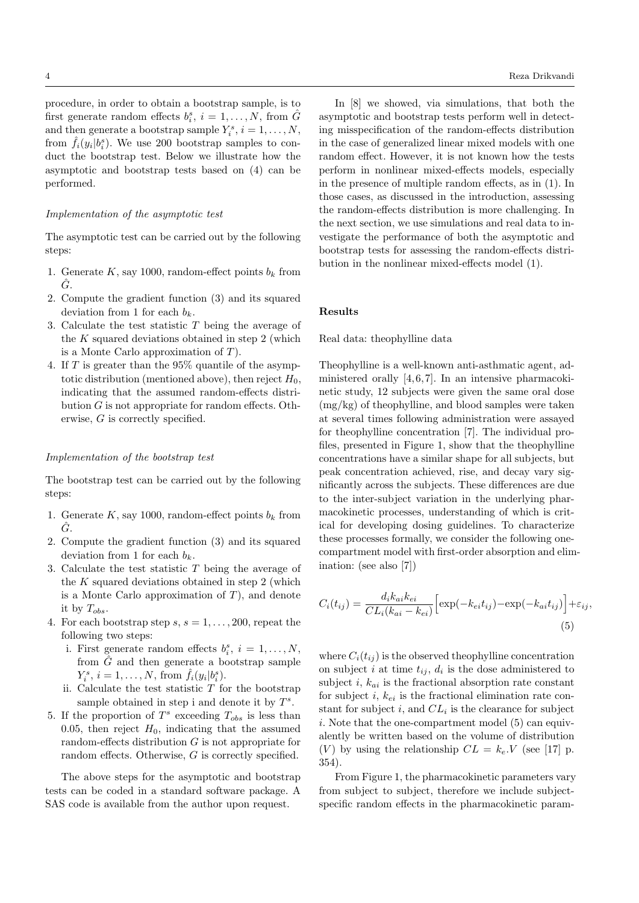procedure, in order to obtain a bootstrap sample, is to first generate random effects $b_i^s$, $i = 1, \ldots, N$, from $\hat{G}$ and then generate a bootstrap sample $Y_i^s$, $i = 1, \ldots, N$, from $\hat{f}_i(y_i|b_i^s)$. We use 200 bootstrap samples to conduct the bootstrap test. Below we illustrate how the asymptotic and bootstrap tests based on (4) can be performed.

*Implementation of the asymptotic test*

The asymptotic test can be carried out by the following steps:

1. Generate $K$, say 1000, random-effect points $b_k$ from $\hat{G}$.
2. Compute the gradient function (3) and its squared deviation from 1 for each $b_k$.
3. Calculate the test statistic $T$ being the average of the $K$ squared deviations obtained in step 2 (which is a Monte Carlo approximation of $T$).
4. If $T$ is greater than the 95% quantile of the asymptotic distribution (mentioned above), then reject $H_0$, indicating that the assumed random-effects distribution $G$ is not appropriate for random effects. Otherwise, $G$ is correctly specified.

*Implementation of the bootstrap test*

The bootstrap test can be carried out by the following steps:

1. Generate $K$, say 1000, random-effect points $b_k$ from $\hat{G}$.
2. Compute the gradient function (3) and its squared deviation from 1 for each $b_k$.
3. Calculate the test statistic $T$ being the average of the $K$ squared deviations obtained in step 2 (which is a Monte Carlo approximation of $T$), and denote it by $T_{obs}$.
4. For each bootstrap step $s$, $s = 1, \ldots, 200$, repeat the following two steps:
   i. First generate random effects $b_i^s$, $i = 1, \ldots, N$, from $\hat{G}$ and then generate a bootstrap sample $Y_i^s$, $i = 1, \ldots, N$, from $\hat{f}_i(y_i|b_i^s)$.
   ii. Calculate the test statistic $T$ for the bootstrap sample obtained in step i and denote it by $T^s$.
5. If the proportion of $T^s$ exceeding $T_{obs}$ is less than 0.05, then reject $H_0$, indicating that the assumed random-effects distribution $G$ is not appropriate for random effects. Otherwise, $G$ is correctly specified.

The above steps for the asymptotic and bootstrap tests can be coded in a standard software package. A SAS code is available from the author upon request.

In [8] we showed, via simulations, that both the asymptotic and bootstrap tests perform well in detecting misspecification of the random-effects distribution in the case of generalized linear mixed models with one random effect. However, it is not known how the tests perform in nonlinear mixed-effects models, especially in the presence of multiple random effects, as in (1). In those cases, as discussed in the introduction, assessing the random-effects distribution is more challenging. In the next section, we use simulations and real data to investigate the performance of both the asymptotic and bootstrap tests for assessing the random-effects distribution in the nonlinear mixed-effects model (1).

## Results

Real data: theophylline data

Theophylline is a well-known anti-asthmatic agent, administered orally [4,6,7]. In an intensive pharmacokinetic study, 12 subjects were given the same oral dose (mg/kg) of theophylline, and blood samples were taken at several times following administration were assayed for theophylline concentration [7]. The individual profiles, presented in Figure 1, show that the theophylline concentrations have a similar shape for all subjects, but peak concentration achieved, rise, and decay vary significantly across the subjects. These differences are due to the inter-subject variation in the underlying pharmacokinetic processes, understanding of which is critical for developing dosing guidelines. To characterize these processes formally, we consider the following one-compartment model with first-order absorption and elimination: (see also [7])

$$C_i(t_{ij}) = \frac{d_i k_{ai} k_{ei}}{CL_i(k_{ai} - k_{ei})}\Big[\exp(-k_{ei}t_{ij}) - \exp(-k_{ai}t_{ij})\Big] + \varepsilon_{ij}, \tag{5}$$

where $C_i(t_{ij})$ is the observed theophylline concentration on subject $i$ at time $t_{ij}$, $d_i$ is the dose administered to subject $i$, $k_{ai}$ is the fractional absorption rate constant for subject $i$, $k_{ei}$ is the fractional elimination rate constant for subject $i$, and $CL_i$ is the clearance for subject $i$. Note that the one-compartment model (5) can equivalently be written based on the volume of distribution ($V$) by using the relationship $CL = k_e.V$ (see [17] p. 354).

From Figure 1, the pharmacokinetic parameters vary from subject to subject, therefore we include subject-specific random effects in the pharmacokinetic param-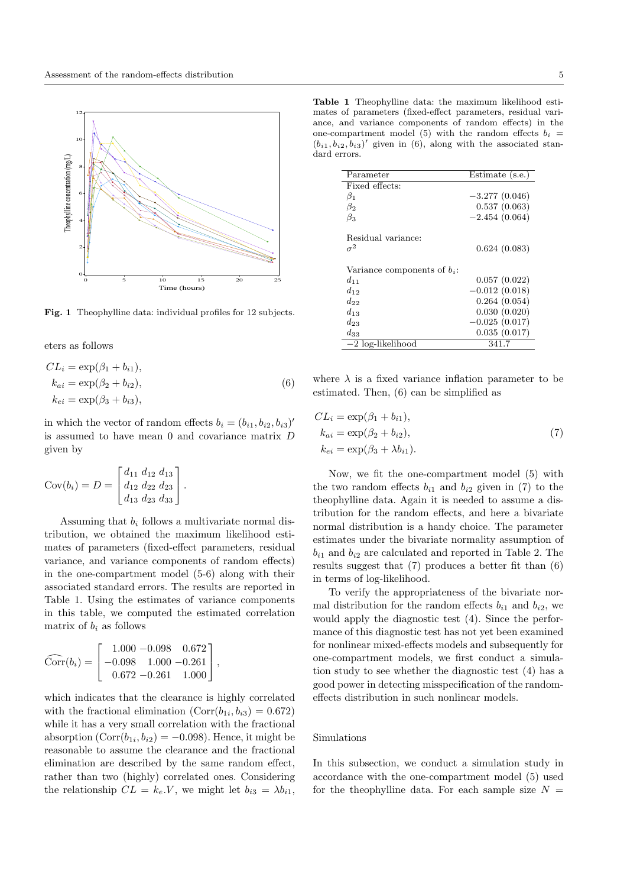Fig. 1 Theophylline data: individual profiles for 12 subjects.

eters as follows

$$
\begin{aligned}
CL_i &= \exp(\beta_1 + b_{i1}), \\
k_{ai} &= \exp(\beta_2 + b_{i2}), \\
k_{ei} &= \exp(\beta_3 + b_{i3}),
\end{aligned}
\tag{6}
$$

in which the vector of random effects $b_i = (b_{i1}, b_{i2}, b_{i3})'$ is assumed to have mean 0 and covariance matrix $D$ given by

$$
\mathrm{Cov}(b_i) = D = \begin{bmatrix} d_{11} & d_{12} & d_{13} \\ d_{12} & d_{22} & d_{23} \\ d_{13} & d_{23} & d_{33} \end{bmatrix}.
$$

Assuming that $b_i$ follows a multivariate normal distribution, we obtained the maximum likelihood estimates of parameters (fixed-effect parameters, residual variance, and variance components of random effects) in the one-compartment model (5-6) along with their associated standard errors. The results are reported in Table 1. Using the estimates of variance components in this table, we computed the estimated correlation matrix of $b_i$ as follows

$$
\widehat{\mathrm{Corr}}(b_i) = \begin{bmatrix} 1.000 & -0.098 & 0.672 \\ -0.098 & 1.000 & -0.261 \\ 0.672 & -0.261 & 1.000 \end{bmatrix},
$$

which indicates that the clearance is highly correlated with the fractional elimination ($\mathrm{Corr}(b_{1i}, b_{i3}) = 0.672$) while it has a very small correlation with the fractional absorption ($\mathrm{Corr}(b_{1i}, b_{i2}) = -0.098$). Hence, it might be reasonable to assume the clearance and the fractional elimination are described by the same random effect, rather than two (highly) correlated ones. Considering the relationship $CL = k_e.V$, we might let $b_{i3} = \lambda b_{i1}$, where $\lambda$ is a fixed variance inflation parameter to be estimated. Then, (6) can be simplified as

**Table 1** Theophylline data: the maximum likelihood estimates of parameters (fixed-effect parameters, residual variance, and variance components of random effects) in the one-compartment model (5) with the random effects $b_i = (b_{i1}, b_{i2}, b_{i3})'$ given in (6), along with the associated standard errors.

| Parameter | Estimate (s.e.) |
|---|---|
| Fixed effects: | |
| $\beta_1$ | $-3.277$ (0.046) |
| $\beta_2$ | 0.537 (0.063) |
| $\beta_3$ | $-2.454$ (0.064) |
| | |
| Residual variance: | |
| $\sigma^2$ | 0.624 (0.083) |
| | |
| Variance components of $b_i$: | |
| $d_{11}$ | 0.057 (0.022) |
| $d_{12}$ | $-0.012$ (0.018) |
| $d_{22}$ | 0.264 (0.054) |
| $d_{13}$ | 0.030 (0.020) |
| $d_{23}$ | $-0.025$ (0.017) |
| $d_{33}$ | 0.035 (0.017) |
| $-2$ log-likelihood | 341.7 |

$$
\begin{aligned}
CL_i &= \exp(\beta_1 + b_{i1}), \\
k_{ai} &= \exp(\beta_2 + b_{i2}), \\
k_{ei} &= \exp(\beta_3 + \lambda b_{i1}).
\end{aligned}
\tag{7}
$$

Now, we fit the one-compartment model (5) with the two random effects $b_{i1}$ and $b_{i2}$ given in (7) to the theophylline data. Again it is needed to assume a distribution for the random effects, and here a bivariate normal distribution is a handy choice. The parameter estimates under the bivariate normality assumption of $b_{i1}$ and $b_{i2}$ are calculated and reported in Table 2. The results suggest that (7) produces a better fit than (6) in terms of log-likelihood.

To verify the appropriateness of the bivariate normal distribution for the random effects $b_{i1}$ and $b_{i2}$, we would apply the diagnostic test (4). Since the performance of this diagnostic test has not yet been examined for nonlinear mixed-effects models and subsequently for one-compartment models, we first conduct a simulation study to see whether the diagnostic test (4) has a good power in detecting misspecification of the random-effects distribution in such nonlinear models.

### Simulations

In this subsection, we conduct a simulation study in accordance with the one-compartment model (5) used for the theophylline data. For each sample size $N =$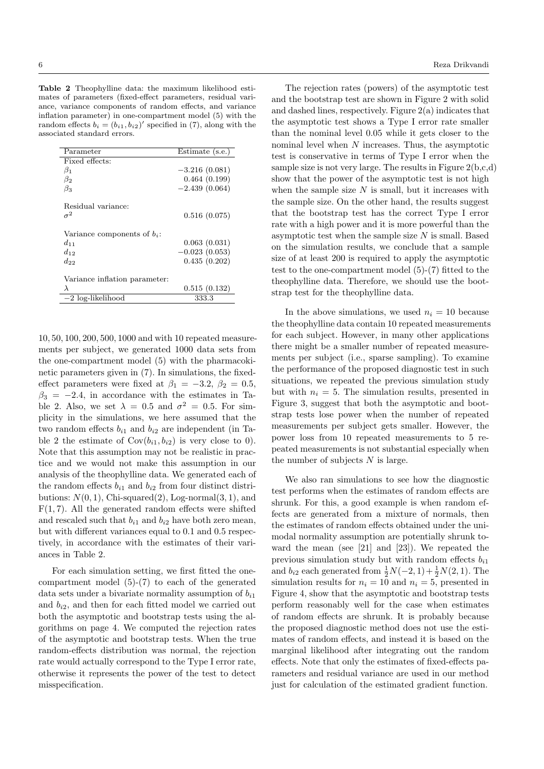**Table 2** Theophylline data: the maximum likelihood estimates of parameters (fixed-effect parameters, residual variance, variance components of random effects, and variance inflation parameter) in one-compartment model (5) with the random effects $b_i = (b_{i1}, b_{i2})'$ specified in (7), along with the associated standard errors.

| Parameter | Estimate (s.e.) |
|---|---|
| Fixed effects: | |
| $\beta_1$ | $-3.216$ (0.081) |
| $\beta_2$ | 0.464 (0.199) |
| $\beta_3$ | $-2.439$ (0.064) |
| Residual variance: | |
| $\sigma^2$ | 0.516 (0.075) |
| Variance components of $b_i$: | |
| $d_{11}$ | 0.063 (0.031) |
| $d_{12}$ | $-0.023$ (0.053) |
| $d_{22}$ | 0.435 (0.202) |
| Variance inflation parameter: | |
| $\lambda$ | 0.515 (0.132) |
| $-2$ log-likelihood | 333.3 |

10, 50, 100, 200, 500, 1000 and with 10 repeated measurements per subject, we generated 1000 data sets from the one-compartment model (5) with the pharmacokinetic parameters given in (7). In simulations, the fixed-effect parameters were fixed at $\beta_1 = -3.2$, $\beta_2 = 0.5$, $\beta_3 = -2.4$, in accordance with the estimates in Table 2. Also, we set $\lambda = 0.5$ and $\sigma^2 = 0.5$. For simplicity in the simulations, we here assumed that the two random effects $b_{i1}$ and $b_{i2}$ are independent (in Table 2 the estimate of $\mathrm{Cov}(b_{i1}, b_{i2})$ is very close to 0). Note that this assumption may not be realistic in practice and we would not make this assumption in our analysis of the theophylline data. We generated each of the random effects $b_{i1}$ and $b_{i2}$ from four distinct distributions: $N(0, 1)$, Chi-squared(2), Log-normal(3, 1), and $\mathrm{F}(1, 7)$. All the generated random effects were shifted and rescaled such that $b_{i1}$ and $b_{i2}$ have both zero mean, but with different variances equal to 0.1 and 0.5 respectively, in accordance with the estimates of their variances in Table 2.

For each simulation setting, we first fitted the one-compartment model (5)-(7) to each of the generated data sets under a bivariate normality assumption of $b_{i1}$ and $b_{i2}$, and then for each fitted model we carried out both the asymptotic and bootstrap tests using the algorithms on page 4. We computed the rejection rates of the asymptotic and bootstrap tests. When the true random-effects distribution was normal, the rejection rate would actually correspond to the Type I error rate, otherwise it represents the power of the test to detect misspecification.

The rejection rates (powers) of the asymptotic test and the bootstrap test are shown in Figure 2 with solid and dashed lines, respectively. Figure 2(a) indicates that the asymptotic test shows a Type I error rate smaller than the nominal level 0.05 while it gets closer to the nominal level when $N$ increases. Thus, the asymptotic test is conservative in terms of Type I error when the sample size is not very large. The results in Figure 2(b,c,d) show that the power of the asymptotic test is not high when the sample size $N$ is small, but it increases with the sample size. On the other hand, the results suggest that the bootstrap test has the correct Type I error rate with a high power and it is more powerful than the asymptotic test when the sample size $N$ is small. Based on the simulation results, we conclude that a sample size of at least 200 is required to apply the asymptotic test to the one-compartment model (5)-(7) fitted to the theophylline data. Therefore, we should use the bootstrap test for the theophylline data.

In the above simulations, we used $n_i = 10$ because the theophylline data contain 10 repeated measurements for each subject. However, in many other applications there might be a smaller number of repeated measurements per subject (i.e., sparse sampling). To examine the performance of the proposed diagnostic test in such situations, we repeated the previous simulation study but with $n_i = 5$. The simulation results, presented in Figure 3, suggest that both the asymptotic and bootstrap tests lose power when the number of repeated measurements per subject gets smaller. However, the power loss from 10 repeated measurements to 5 repeated measurements is not substantial especially when the number of subjects $N$ is large.

We also ran simulations to see how the diagnostic test performs when the estimates of random effects are shrunk. For this, a good example is when random effects are generated from a mixture of normals, then the estimates of random effects obtained under the unimodal normality assumption are potentially shrunk toward the mean (see [21] and [23]). We repeated the previous simulation study but with random effects $b_{i1}$ and $b_{i2}$ each generated from $\frac{1}{2}N(-2, 1) + \frac{1}{2}N(2, 1)$. The simulation results for $n_i = 10$ and $n_i = 5$, presented in Figure 4, show that the asymptotic and bootstrap tests perform reasonably well for the case when estimates of random effects are shrunk. It is probably because the proposed diagnostic method does not use the estimates of random effects, and instead it is based on the marginal likelihood after integrating out the random effects. Note that only the estimates of fixed-effects parameters and residual variance are used in our method just for calculation of the estimated gradient function.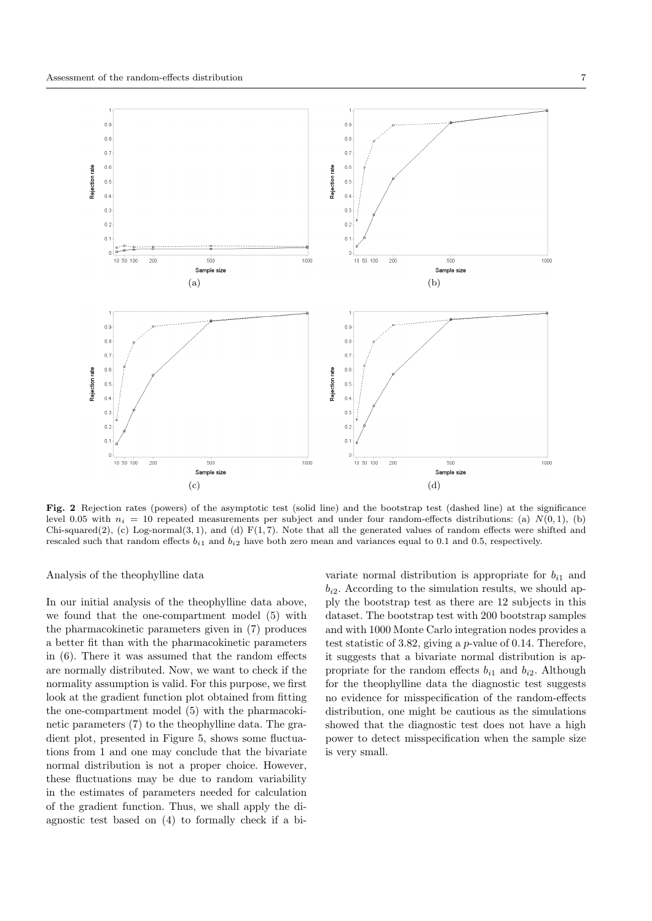**Fig. 2** Rejection rates (powers) of the asymptotic test (solid line) and the bootstrap test (dashed line) at the significance level 0.05 with $n_i = 10$ repeated measurements per subject and under four random-effects distributions: (a) $N(0,1)$, (b) Chi-squared(2), (c) Log-normal(3, 1), and (d) F(1, 7). Note that all the generated values of random effects were shifted and rescaled such that random effects $b_{i1}$ and $b_{i2}$ have both zero mean and variances equal to 0.1 and 0.5, respectively.

Analysis of the theophylline data

In our initial analysis of the theophylline data above, we found that the one-compartment model (5) with the pharmacokinetic parameters given in (7) produces a better fit than with the pharmacokinetic parameters in (6). There it was assumed that the random effects are normally distributed. Now, we want to check if the normality assumption is valid. For this purpose, we first look at the gradient function plot obtained from fitting the one-compartment model (5) with the pharmacokinetic parameters (7) to the theophylline data. The gradient plot, presented in Figure 5, shows some fluctuations from 1 and one may conclude that the bivariate normal distribution is not a proper choice. However, these fluctuations may be due to random variability in the estimates of parameters needed for calculation of the gradient function. Thus, we shall apply the diagnostic test based on (4) to formally check if a bivariate normal distribution is appropriate for $b_{i1}$ and $b_{i2}$. According to the simulation results, we should apply the bootstrap test as there are 12 subjects in this dataset. The bootstrap test with 200 bootstrap samples and with 1000 Monte Carlo integration nodes provides a test statistic of 3.82, giving a $p$-value of 0.14. Therefore, it suggests that a bivariate normal distribution is appropriate for the random effects $b_{i1}$ and $b_{i2}$. Although for the theophylline data the diagnostic test suggests no evidence for misspecification of the random-effects distribution, one might be cautious as the simulations showed that the diagnostic test does not have a high power to detect misspecification when the sample size is very small.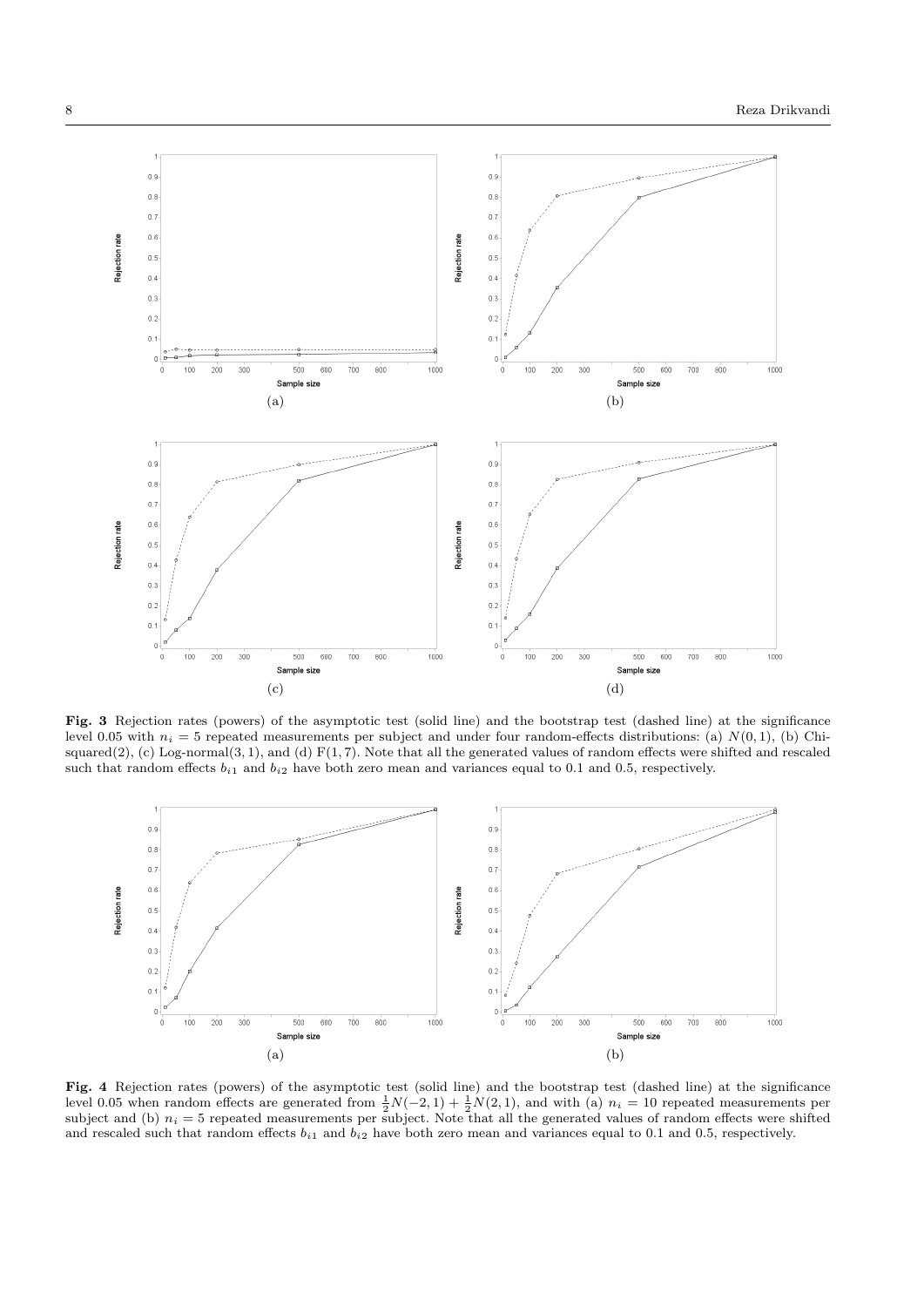**Fig. 3** Rejection rates (powers) of the asymptotic test (solid line) and the bootstrap test (dashed line) at the significance level 0.05 with $n_i = 5$ repeated measurements per subject and under four random-effects distributions: (a) $N(0, 1)$, (b) Chi-squared(2), (c) Log-normal(3, 1), and (d) F(1, 7). Note that all the generated values of random effects were shifted and rescaled such that random effects $b_{i1}$ and $b_{i2}$ have both zero mean and variances equal to 0.1 and 0.5, respectively.

**Fig. 4** Rejection rates (powers) of the asymptotic test (solid line) and the bootstrap test (dashed line) at the significance level 0.05 when random effects are generated from $\frac{1}{2}N(-2, 1) + \frac{1}{2}N(2, 1)$, and with (a) $n_i = 10$ repeated measurements per subject and (b) $n_i = 5$ repeated measurements per subject. Note that all the generated values of random effects were shifted and rescaled such that random effects $b_{i1}$ and $b_{i2}$ have both zero mean and variances equal to 0.1 and 0.5, respectively.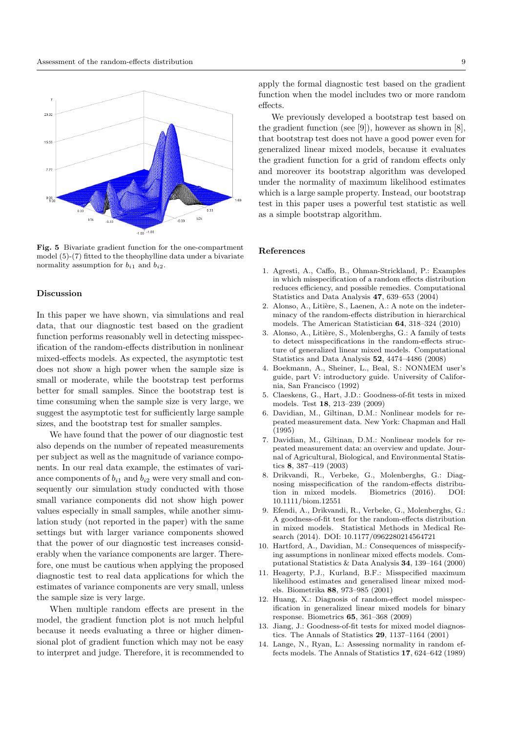**Fig. 5** Bivariate gradient function for the one-compartment model (5)-(7) fitted to the theophylline data under a bivariate normality assumption for $b_{i1}$ and $b_{i2}$.

## Discussion

In this paper we have shown, via simulations and real data, that our diagnostic test based on the gradient function performs reasonably well in detecting misspecification of the random-effects distribution in nonlinear mixed-effects models. As expected, the asymptotic test does not show a high power when the sample size is small or moderate, while the bootstrap test performs better for small samples. Since the bootstrap test is time consuming when the sample size is very large, we suggest the asymptotic test for sufficiently large sample sizes, and the bootstrap test for smaller samples.

We have found that the power of our diagnostic test also depends on the number of repeated measurements per subject as well as the magnitude of variance components. In our real data example, the estimates of variance components of $b_{i1}$ and $b_{i2}$ were very small and consequently our simulation study conducted with those small variance components did not show high power values especially in small samples, while another simulation study (not reported in the paper) with the same settings but with larger variance components showed that the power of our diagnostic test increases considerably when the variance components are larger. Therefore, one must be cautious when applying the proposed diagnostic test to real data applications for which the estimates of variance components are very small, unless the sample size is very large.

When multiple random effects are present in the model, the gradient function plot is not much helpful because it needs evaluating a three or higher dimensional plot of gradient function which may not be easy to interpret and judge. Therefore, it is recommended to apply the formal diagnostic test based on the gradient function when the model includes two or more random effects.

We previously developed a bootstrap test based on the gradient function (see [9]), however as shown in [8], that bootstrap test does not have a good power even for generalized linear mixed models, because it evaluates the gradient function for a grid of random effects only and moreover its bootstrap algorithm was developed under the normality of maximum likelihood estimates which is a large sample property. Instead, our bootstrap test in this paper uses a powerful test statistic as well as a simple bootstrap algorithm.

## References

1. Agresti, A., Caffo, B., Ohman-Strickland, P.: Examples in which misspecification of a random effects distribution reduces efficiency, and possible remedies. Computational Statistics and Data Analysis **47**, 639–653 (2004)
2. Alonso, A., Litière, S., Laenen, A.: A note on the indeterminacy of the random-effects distribution in hierarchical models. The American Statistician **64**, 318–324 (2010)
3. Alonso, A., Litière, S., Molenberghs, G.: A family of tests to detect misspecifications in the random-effects structure of generalized linear mixed models. Computational Statistics and Data Analysis **52**, 4474–4486 (2008)
4. Boekmann, A., Sheiner, L., Beal, S.: NONMEM user's guide, part V: introductory guide. University of California, San Francisco (1992)
5. Claeskens, G., Hart, J.D.: Goodness-of-fit tests in mixed models. Test **18**, 213–239 (2009)
6. Davidian, M., Giltinan, D.M.: Nonlinear models for repeated measurement data. New York: Chapman and Hall (1995)
7. Davidian, M., Giltinan, D.M.: Nonlinear models for repeated measurement data: an overview and update. Journal of Agricultural, Biological, and Environmental Statistics **8**, 387–419 (2003)
8. Drikvandi, R., Verbeke, G., Molenberghs, G.: Diagnosing misspecification of the random-effects distribution in mixed models. Biometrics (2016). DOI: 10.1111/biom.12551
9. Efendi, A., Drikvandi, R., Verbeke, G., Molenberghs, G.: A goodness-of-fit test for the random-effects distribution in mixed models. Statistical Methods in Medical Research (2014). DOI: 10.1177/0962280214564721
10. Hartford, A., Davidian, M.: Consequences of misspecifying assumptions in nonlinear mixed effects models. Computational Statistics & Data Analysis **34**, 139–164 (2000)
11. Heagerty, P.J., Kurland, B.F.: Misspecified maximum likelihood estimates and generalised linear mixed models. Biometrika **88**, 973–985 (2001)
12. Huang, X.: Diagnosis of random-effect model misspecification in generalized linear mixed models for binary response. Biometrics **65**, 361–368 (2009)
13. Jiang, J.: Goodness-of-fit tests for mixed model diagnostics. The Annals of Statistics **29**, 1137–1164 (2001)
14. Lange, N., Ryan, L.: Assessing normality in random effects models. The Annals of Statistics **17**, 624–642 (1989)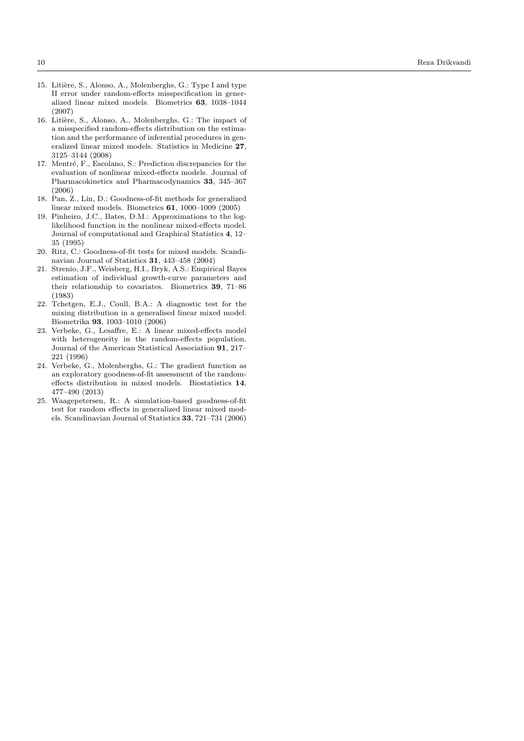15. Litière, S., Alonso, A., Molenberghs, G.: Type I and type II error under random-effects misspecification in generalized linear mixed models. Biometrics **63**, 1038–1044 (2007)
16. Litière, S., Alonso, A., Molenberghs, G.: The impact of a misspecified random-effects distribution on the estimation and the performance of inferential procedures in generalized linear mixed models. Statistics in Medicine **27**, 3125–3144 (2008)
17. Mentré, F., Escolano, S.: Prediction discrepancies for the evaluation of nonlinear mixed-effects models. Journal of Pharmacokinetics and Pharmacodynamics **33**, 345–367 (2006)
18. Pan, Z., Lin, D.: Goodness-of-fit methods for generalized linear mixed models. Biometrics **61**, 1000–1009 (2005)
19. Pinheiro, J.C., Bates, D.M.: Approximations to the log-likelihood function in the nonlinear mixed-effects model. Journal of computational and Graphical Statistics **4**, 12–35 (1995)
20. Ritz, C.: Goodness-of-fit tests for mixed models. Scandinavian Journal of Statistics **31**, 443–458 (2004)
21. Strenio, J.F., Weisberg, H.I., Bryk, A.S.: Empirical Bayes estimation of individual growth-curve parameters and their relationship to covariates. Biometrics **39**, 71–86 (1983)
22. Tchetgen, E.J., Coull, B.A.: A diagnostic test for the mixing distribution in a generalised linear mixed model. Biometrika **93**, 1003–1010 (2006)
23. Verbeke, G., Lesaffre, E.: A linear mixed-effects model with heterogeneity in the random-effects population. Journal of the American Statistical Association **91**, 217–221 (1996)
24. Verbeke, G., Molenberghs, G.: The gradient function as an exploratory goodness-of-fit assessment of the random-effects distribution in mixed models. Biostatistics **14**, 477–490 (2013)
25. Waagepetersen, R.: A simulation-based goodness-of-fit test for random effects in generalized linear mixed models. Scandinavian Journal of Statistics **33**, 721–731 (2006)